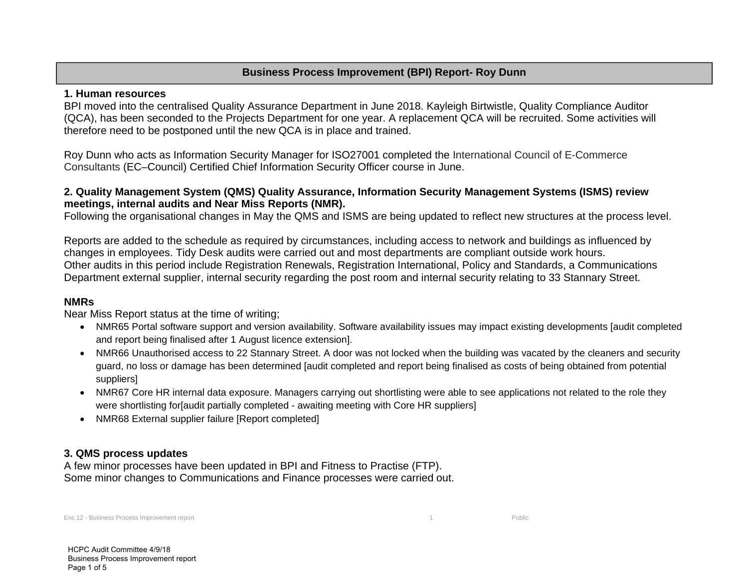# Business Process Improvement (BPI) Report- Roy Dunn

## 1. Human resources

BPI moved into the centralised Quality Assurance Department in June 2018. Kayleigh Birtwistle, Quality Compliance Auditor (QCA), has been seconded to the Projects Department for one year. A replacement QCA will be recruited. Some activities will therefore need to be postponed until the new QCA is in place and trained.

Roy Dunn who acts as Information Security Manager for ISO27001 completed the International Council of E-Commerce Consultants (EC–Council) Certified Chief Information Security Officer course in June.

## 2. Quality Management System (QMS) Quality Assurance, Information Security Management Systems (ISMS) review meetings, internal audits and Near Miss Reports (NMR).

Following the organisational changes in May the QMS and ISMS are being updated to reflect new structures at the process level.

Reports are added to the schedule as required by circumstances, including access to network and buildings as influenced by changes in employees. Tidy Desk audits were carried out and most departments are compliant outside work hours.
Other audits in this period include Registration Renewals, Registration International, Policy and Standards, a Communications Department external supplier, internal security regarding the post room and internal security relating to 33 Stannary Street.

### NMRs

Near Miss Report status at the time of writing;

- NMR65 Portal software support and version availability. Software availability issues may impact existing developments [audit completed and report being finalised after 1 August licence extension].
- NMR66 Unauthorised access to 22 Stannary Street. A door was not locked when the building was vacated by the cleaners and security guard, no loss or damage has been determined [audit completed and report being finalised as costs of being obtained from potential suppliers]
- NMR67 Core HR internal data exposure. Managers carrying out shortlisting were able to see applications not related to the role they were shortlisting for[audit partially completed - awaiting meeting with Core HR suppliers]
- NMR68 External supplier failure [Report completed]

## 3. QMS process updates

A few minor processes have been updated in BPI and Fitness to Practise (FTP).
Some minor changes to Communications and Finance processes were carried out.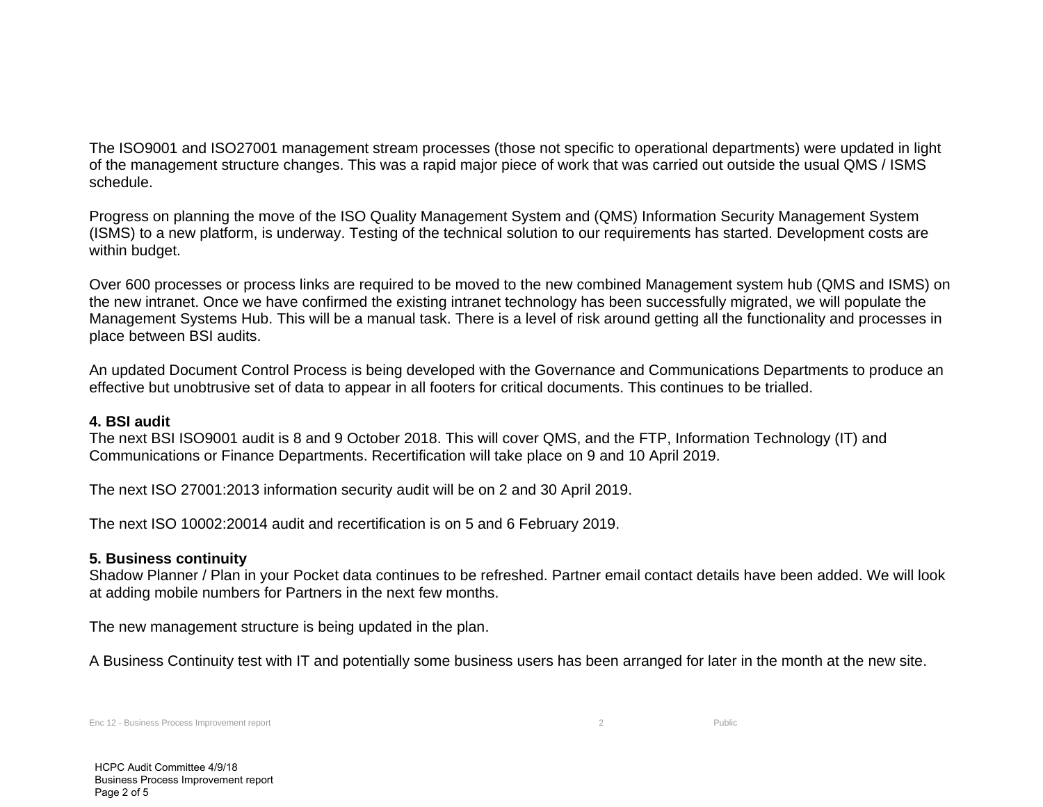The ISO9001 and ISO27001 management stream processes (those not specific to operational departments) were updated in light of the management structure changes. This was a rapid major piece of work that was carried out outside the usual QMS / ISMS schedule.

Progress on planning the move of the ISO Quality Management System and (QMS) Information Security Management System (ISMS) to a new platform, is underway. Testing of the technical solution to our requirements has started. Development costs are within budget.

Over 600 processes or process links are required to be moved to the new combined Management system hub (QMS and ISMS) on the new intranet. Once we have confirmed the existing intranet technology has been successfully migrated, we will populate the Management Systems Hub. This will be a manual task. There is a level of risk around getting all the functionality and processes in place between BSI audits.

An updated Document Control Process is being developed with the Governance and Communications Departments to produce an effective but unobtrusive set of data to appear in all footers for critical documents. This continues to be trialled.

**4. BSI audit**

The next BSI ISO9001 audit is 8 and 9 October 2018. This will cover QMS, and the FTP, Information Technology (IT) and Communications or Finance Departments. Recertification will take place on 9 and 10 April 2019.

The next ISO 27001:2013 information security audit will be on 2 and 30 April 2019.

The next ISO 10002:20014 audit and recertification is on 5 and 6 February 2019.

**5. Business continuity**

Shadow Planner / Plan in your Pocket data continues to be refreshed. Partner email contact details have been added. We will look at adding mobile numbers for Partners in the next few months.

The new management structure is being updated in the plan.

A Business Continuity test with IT and potentially some business users has been arranged for later in the month at the new site.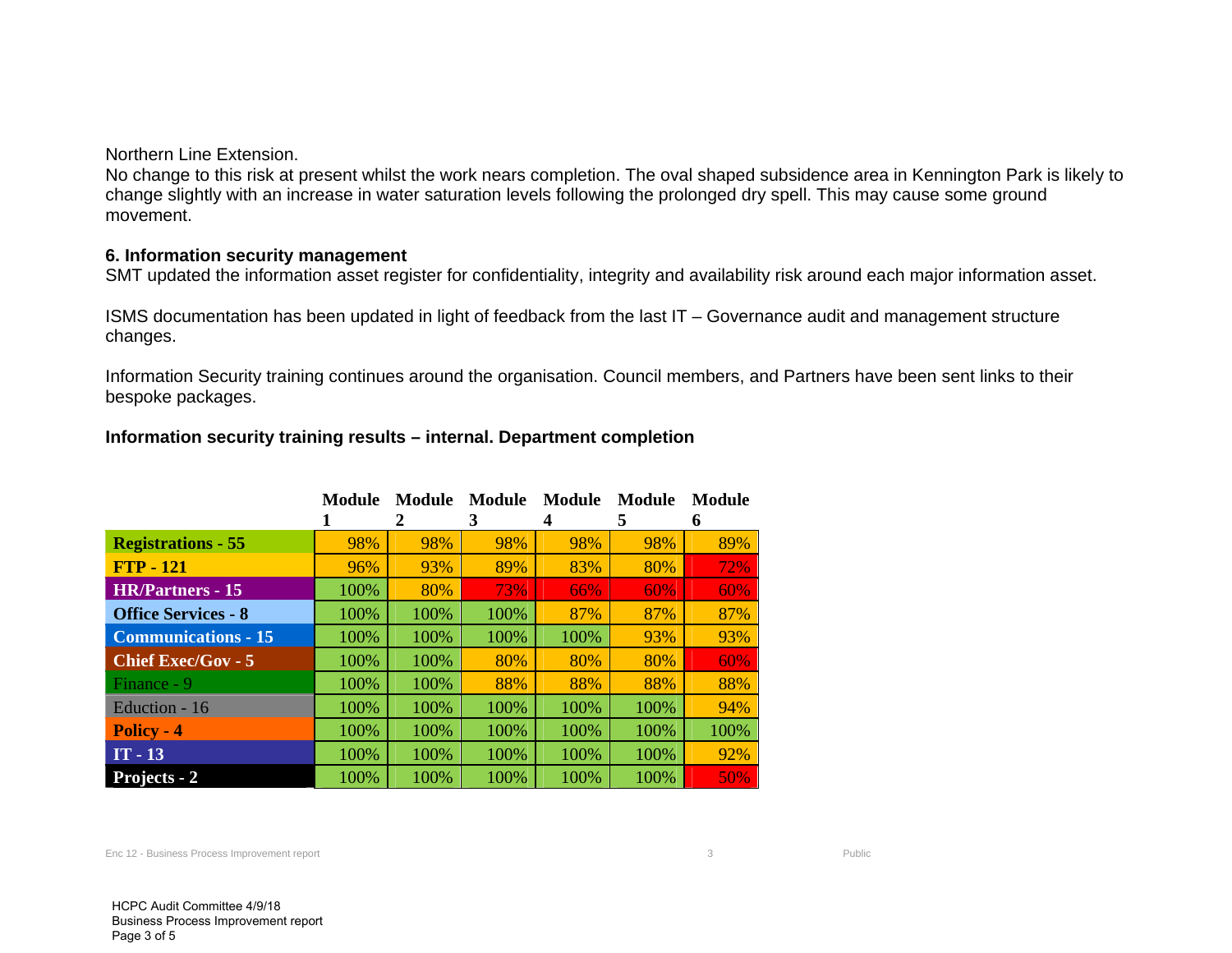Northern Line Extension.

No change to this risk at present whilst the work nears completion. The oval shaped subsidence area in Kennington Park is likely to change slightly with an increase in water saturation levels following the prolonged dry spell. This may cause some ground movement.

**6. Information security management**

SMT updated the information asset register for confidentiality, integrity and availability risk around each major information asset.

ISMS documentation has been updated in light of feedback from the last IT – Governance audit and management structure changes.

Information Security training continues around the organisation. Council members, and Partners have been sent links to their bespoke packages.

**Information security training results – internal. Department completion**

| | Module 1 | Module 2 | Module 3 | Module 4 | Module 5 | Module 6 |
|---|---|---|---|---|---|---|
| **Registrations - 55** | 98% | 98% | 98% | 98% | 98% | 89% |
| **FTP - 121** | 96% | 93% | 89% | 83% | 80% | 72% |
| **HR/Partners - 15** | 100% | 80% | 73% | 66% | 60% | 60% |
| **Office Services - 8** | 100% | 100% | 100% | 87% | 87% | 87% |
| **Communications - 15** | 100% | 100% | 100% | 100% | 93% | 93% |
| **Chief Exec/Gov - 5** | 100% | 100% | 80% | 80% | 80% | 60% |
| Finance - 9 | 100% | 100% | 88% | 88% | 88% | 88% |
| Eduction - 16 | 100% | 100% | 100% | 100% | 100% | 94% |
| **Policy - 4** | 100% | 100% | 100% | 100% | 100% | 100% |
| **IT - 13** | 100% | 100% | 100% | 100% | 100% | 92% |
| **Projects - 2** | 100% | 100% | 100% | 100% | 100% | 50% |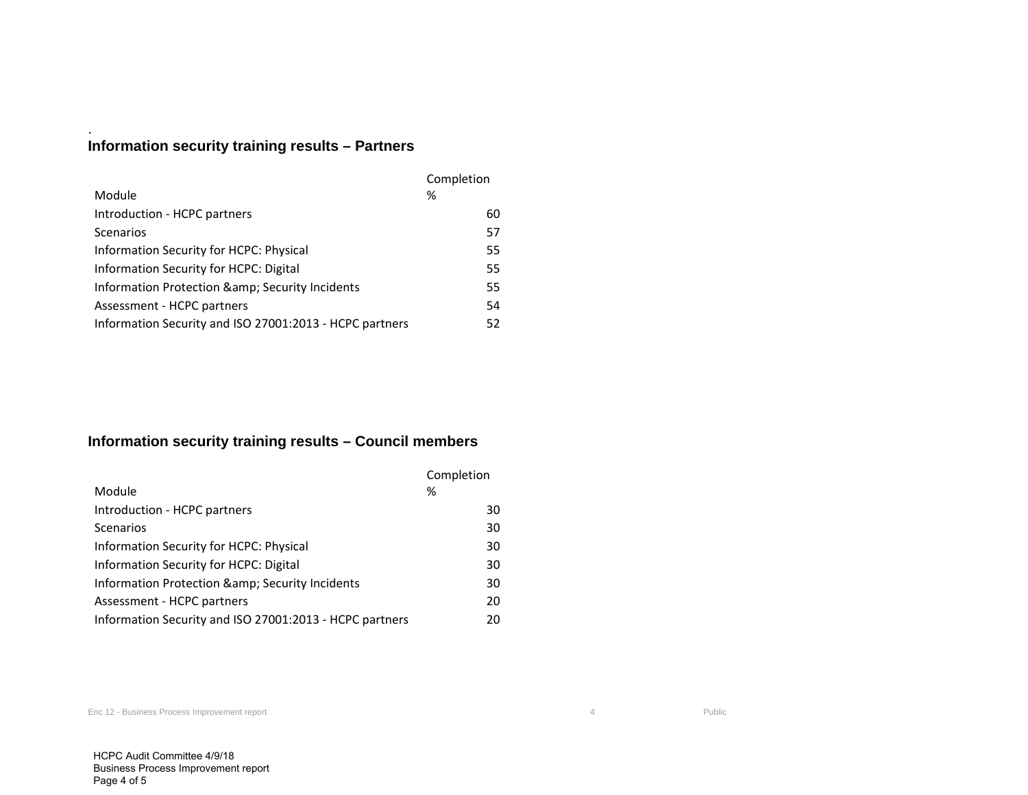## Information security training results – Partners

| Module | Completion % |
|---|---|
| Introduction - HCPC partners | 60 |
| Scenarios | 57 |
| Information Security for HCPC: Physical | 55 |
| Information Security for HCPC: Digital | 55 |
| Information Protection &amp; Security Incidents | 55 |
| Assessment - HCPC partners | 54 |
| Information Security and ISO 27001:2013 - HCPC partners | 52 |

## Information security training results – Council members

| Module | Completion % |
|---|---|
| Introduction - HCPC partners | 30 |
| Scenarios | 30 |
| Information Security for HCPC: Physical | 30 |
| Information Security for HCPC: Digital | 30 |
| Information Protection &amp; Security Incidents | 30 |
| Assessment - HCPC partners | 20 |
| Information Security and ISO 27001:2013 - HCPC partners | 20 |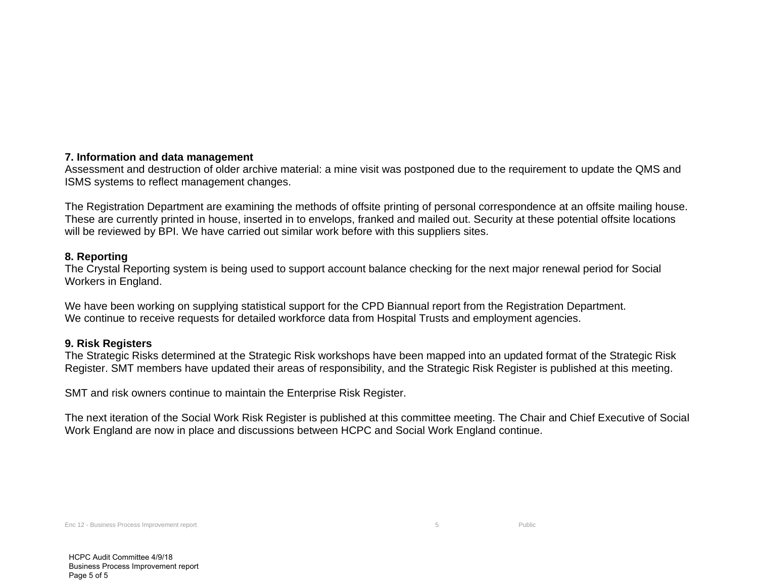**7. Information and data management**

Assessment and destruction of older archive material: a mine visit was postponed due to the requirement to update the QMS and ISMS systems to reflect management changes.

The Registration Department are examining the methods of offsite printing of personal correspondence at an offsite mailing house. These are currently printed in house, inserted in to envelops, franked and mailed out. Security at these potential offsite locations will be reviewed by BPI. We have carried out similar work before with this suppliers sites.

**8. Reporting**

The Crystal Reporting system is being used to support account balance checking for the next major renewal period for Social Workers in England.

We have been working on supplying statistical support for the CPD Biannual report from the Registration Department.
We continue to receive requests for detailed workforce data from Hospital Trusts and employment agencies.

**9. Risk Registers**

The Strategic Risks determined at the Strategic Risk workshops have been mapped into an updated format of the Strategic Risk Register. SMT members have updated their areas of responsibility, and the Strategic Risk Register is published at this meeting.

SMT and risk owners continue to maintain the Enterprise Risk Register.

The next iteration of the Social Work Risk Register is published at this committee meeting. The Chair and Chief Executive of Social Work England are now in place and discussions between HCPC and Social Work England continue.